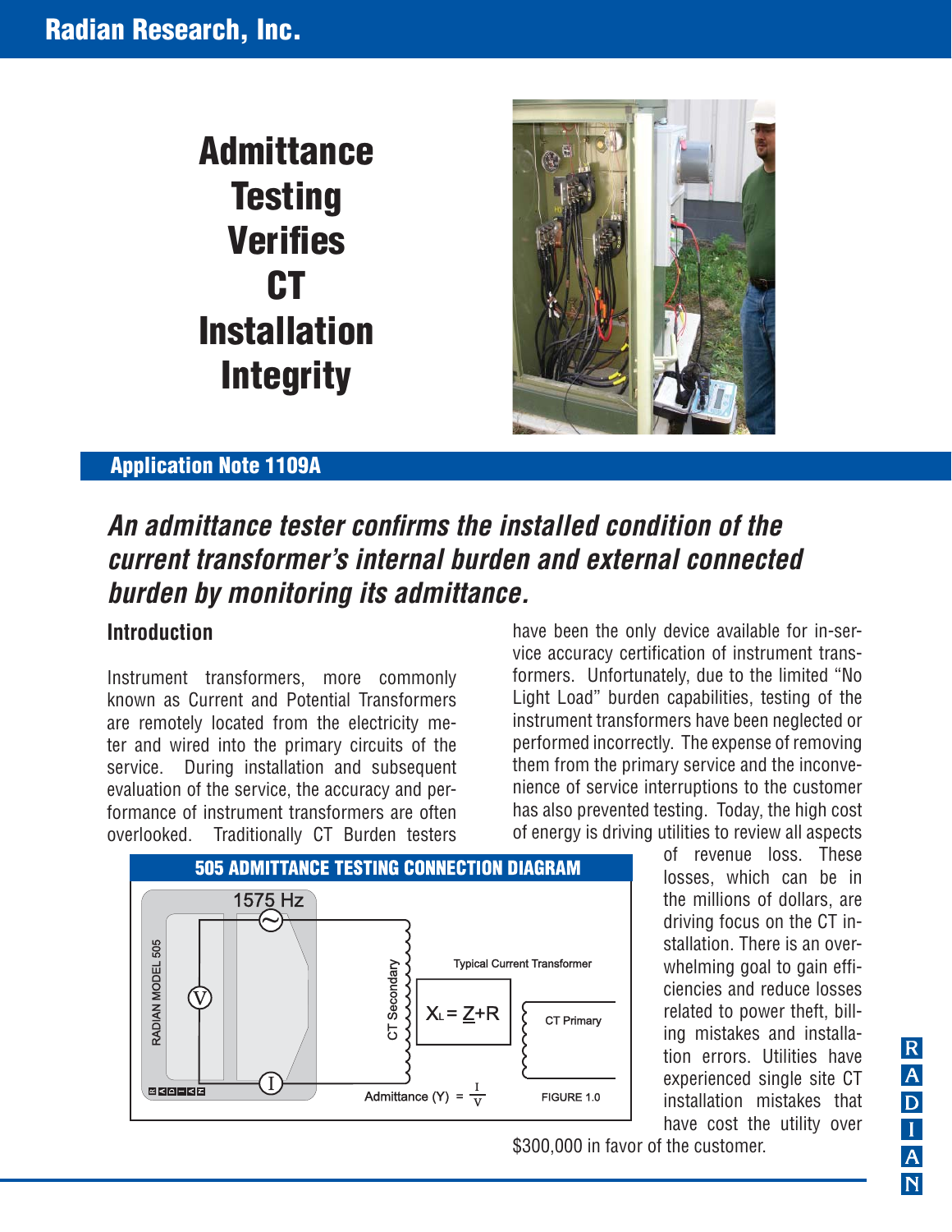# Admittance Testing Verifies CT Installation Integrity

**Application Note 1109A**

## *An admittance tester confirms the installed condition of the current transformer's internal burden and external connected burden by monitoring its admittance.*

### Introduction

Instrument transformers, more commonly known as Current and Potential Transformers are remotely located from the electricity meter and wired into the primary circuits of the service. During installation and subsequent evaluation of the service, the accuracy and performance of instrument transformers are often overlooked. Traditionally CT Burden testers have been the only device available for in-service accuracy certification of instrument transformers. Unfortunately, due to the limited "No Light Load" burden capabilities, testing of the instrument transformers have been neglected or performed incorrectly. The expense of removing them from the primary service and the inconvenience of service interruptions to the customer has also prevented testing. Today, the high cost of energy is driving utilities to review all aspects of revenue loss. These losses, which can be in the millions of dollars, are driving focus on the CT installation. There is an overwhelming goal to gain efficiencies and reduce losses related to power theft, billing mistakes and installation errors. Utilities have experienced single site CT installation mistakes that have cost the utility over $300,000 in favor of the customer.

**505 ADMITTANCE TESTING CONNECTION DIAGRAM**

1575 Hz — RADIAN MODEL 505 — CT Secondary — Typical Current Transformer — $X_L = \underline{Z} + R$ — CT Primary

Admittance (Y) $= \frac{I}{V}$

FIGURE 1.0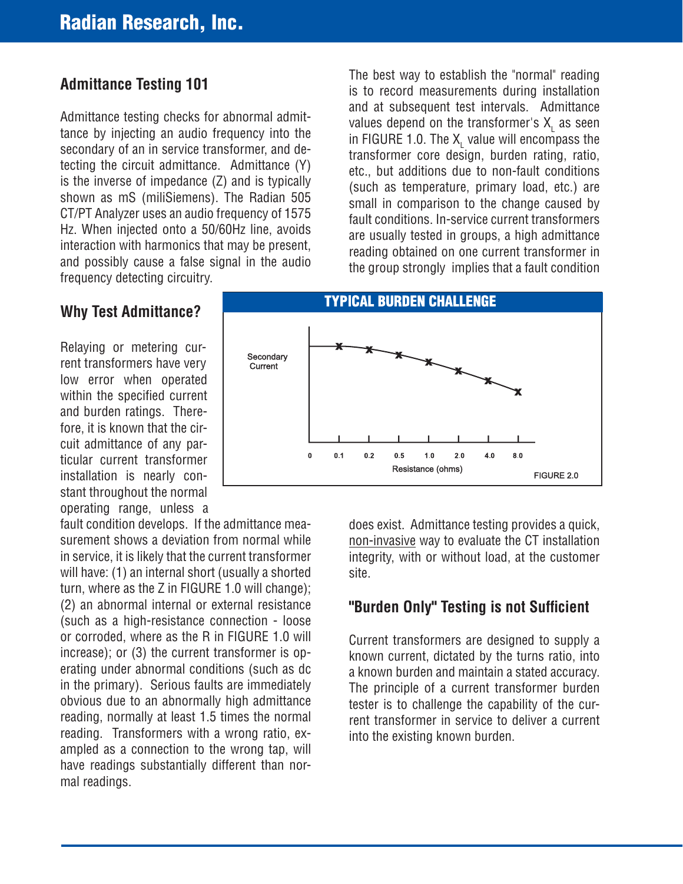## Admittance Testing 101

Admittance testing checks for abnormal admittance by injecting an audio frequency into the secondary of an in service transformer, and detecting the circuit admittance. Admittance (Y) is the inverse of impedance (Z) and is typically shown as mS (miliSiemens). The Radian 505 CT/PT Analyzer uses an audio frequency of 1575 Hz. When injected onto a 50/60Hz line, avoids interaction with harmonics that may be present, and possibly cause a false signal in the audio frequency detecting circuitry.

## Why Test Admittance?

Relaying or metering current transformers have very low error when operated within the specified current and burden ratings. Therefore, it is known that the circuit admittance of any particular current transformer installation is nearly constant throughout the normal operating range, unless a fault condition develops. If the admittance measurement shows a deviation from normal while in service, it is likely that the current transformer will have: (1) an internal short (usually a shorted turn, where as the Z in FIGURE 1.0 will change); (2) an abnormal internal or external resistance (such as a high-resistance connection - loose or corroded, where as the R in FIGURE 1.0 will increase); or (3) the current transformer is operating under abnormal conditions (such as dc in the primary). Serious faults are immediately obvious due to an abnormally high admittance reading, normally at least 1.5 times the normal reading. Transformers with a wrong ratio, exampled as a connection to the wrong tap, will have readings substantially different than normal readings.

The best way to establish the "normal" reading is to record measurements during installation and at subsequent test intervals. Admittance values depend on the transformer's $X_L$ as seen in FIGURE 1.0. The $X_L$ value will encompass the transformer core design, burden rating, ratio, etc., but additions due to non-fault conditions (such as temperature, primary load, etc.) are small in comparison to the change caused by fault conditions. In-service current transformers are usually tested in groups, a high admittance reading obtained on one current transformer in the group strongly implies that a fault condition does exist. Admittance testing provides a quick, non-invasive way to evaluate the CT installation integrity, with or without load, at the customer site.

**TYPICAL BURDEN CHALLENGE**

Secondary Current

0 0.1 0.2 0.5 1.0 2.0 4.0 8.0

Resistance (ohms)

FIGURE 2.0

## "Burden Only" Testing is not Sufficient

Current transformers are designed to supply a known current, dictated by the turns ratio, into a known burden and maintain a stated accuracy. The principle of a current transformer burden tester is to challenge the capability of the current transformer in service to deliver a current into the existing known burden.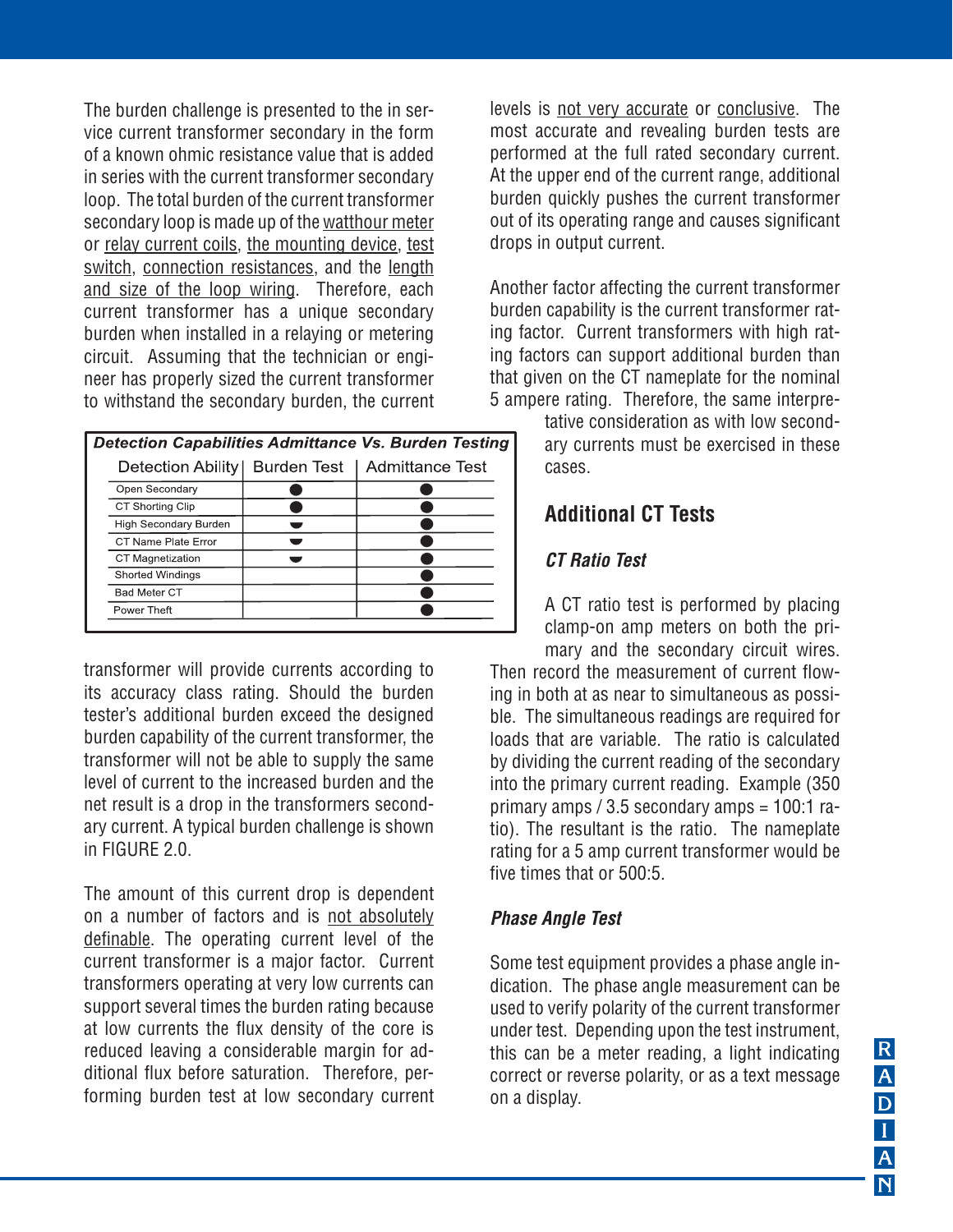The burden challenge is presented to the in service current transformer secondary in the form of a known ohmic resistance value that is added in series with the current transformer secondary loop. The total burden of the current transformer secondary loop is made up of the <u>watthour meter</u> or <u>relay current coils</u>, <u>the mounting device</u>, <u>test switch</u>, <u>connection resistances</u>, and the <u>length and size of the loop wiring</u>. Therefore, each current transformer has a unique secondary burden when installed in a relaying or metering circuit. Assuming that the technician or engineer has properly sized the current transformer to withstand the secondary burden, the current transformer will provide currents according to its accuracy class rating. Should the burden tester's additional burden exceed the designed burden capability of the current transformer, the transformer will not be able to supply the same level of current to the increased burden and the net result is a drop in the transformers secondary current. A typical burden challenge is shown in FIGURE 2.0.

***Detection Capabilities Admittance Vs. Burden Testing***

| Detection Ability | Burden Test | Admittance Test |
|---|---|---|
| Open Secondary | ● | ● |
| CT Shorting Clip | ● | ● |
| High Secondary Burden | ◒ | ● |
| CT Name Plate Error | ◒ | ● |
| CT Magnetization | ◒ | ● |
| Shorted Windings | | ● |
| Bad Meter CT | | ● |
| Power Theft | | ● |

The amount of this current drop is dependent on a number of factors and is <u>not absolutely definable</u>. The operating current level of the current transformer is a major factor. Current transformers operating at very low currents can support several times the burden rating because at low currents the flux density of the core is reduced leaving a considerable margin for additional flux before saturation. Therefore, performing burden test at low secondary current levels is <u>not very accurate</u> or <u>conclusive</u>. The most accurate and revealing burden tests are performed at the full rated secondary current. At the upper end of the current range, additional burden quickly pushes the current transformer out of its operating range and causes significant drops in output current.

Another factor affecting the current transformer burden capability is the current transformer rating factor. Current transformers with high rating factors can support additional burden than that given on the CT nameplate for the nominal 5 ampere rating. Therefore, the same interpretative consideration as with low secondary currents must be exercised in these cases.

## Additional CT Tests

### *CT Ratio Test*

A CT ratio test is performed by placing clamp-on amp meters on both the primary and the secondary circuit wires. Then record the measurement of current flowing in both at as near to simultaneous as possible. The simultaneous readings are required for loads that are variable. The ratio is calculated by dividing the current reading of the secondary into the primary current reading. Example (350 primary amps / 3.5 secondary amps = 100:1 ratio). The resultant is the ratio. The nameplate rating for a 5 amp current transformer would be five times that or 500:5.

### *Phase Angle Test*

Some test equipment provides a phase angle indication. The phase angle measurement can be used to verify polarity of the current transformer under test. Depending upon the test instrument, this can be a meter reading, a light indicating correct or reverse polarity, or as a text message on a display.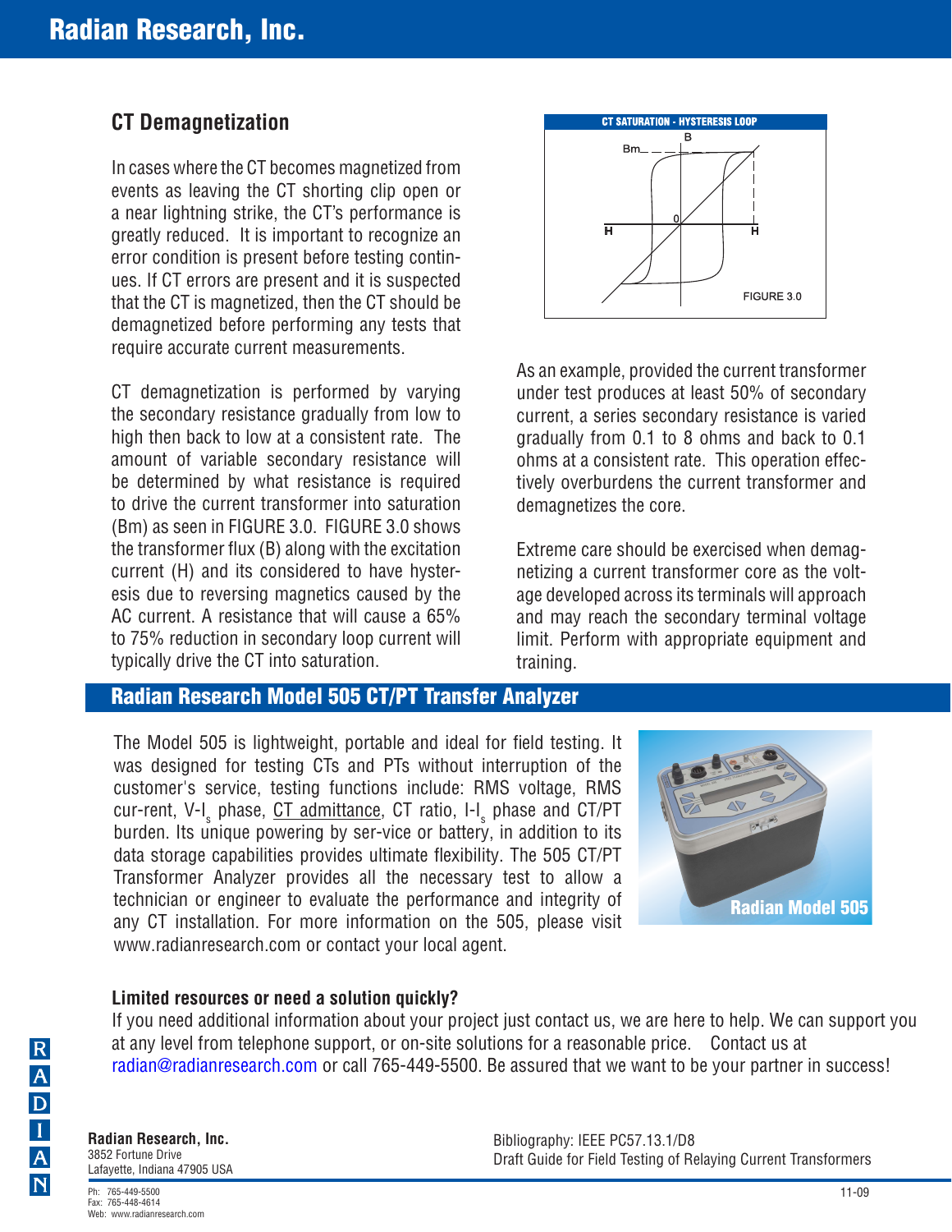## CT Demagnetization

In cases where the CT becomes magnetized from events as leaving the CT shorting clip open or a near lightning strike, the CT's performance is greatly reduced. It is important to recognize an error condition is present before testing continues. If CT errors are present and it is suspected that the CT is magnetized, then the CT should be demagnetized before performing any tests that require accurate current measurements.

CT demagnetization is performed by varying the secondary resistance gradually from low to high then back to low at a consistent rate. The amount of variable secondary resistance will be determined by what resistance is required to drive the current transformer into saturation (Bm) as seen in FIGURE 3.0. FIGURE 3.0 shows the transformer flux (B) along with the excitation current (H) and its considered to have hysteresis due to reversing magnetics caused by the AC current. A resistance that will cause a 65% to 75% reduction in secondary loop current will typically drive the CT into saturation.

CT SATURATION - HYSTERESIS LOOP

B

Bm

0

H

H

FIGURE 3.0

As an example, provided the current transformer under test produces at least 50% of secondary current, a series secondary resistance is varied gradually from 0.1 to 8 ohms and back to 0.1 ohms at a consistent rate. This operation effectively overburdens the current transformer and demagnetizes the core.

Extreme care should be exercised when demagnetizing a current transformer core as the voltage developed across its terminals will approach and may reach the secondary terminal voltage limit. Perform with appropriate equipment and training.

## Radian Research Model 505 CT/PT Transfer Analyzer

The Model 505 is lightweight, portable and ideal for field testing. It was designed for testing CTs and PTs without interruption of the customer's service, testing functions include: RMS voltage, RMS cur-rent, V-$I_s$ phase, CT admittance, CT ratio, I-$I_s$ phase and CT/PT burden. Its unique powering by ser-vice or battery, in addition to its data storage capabilities provides ultimate flexibility. The 505 CT/PT Transformer Analyzer provides all the necessary test to allow a technician or engineer to evaluate the performance and integrity of any CT installation. For more information on the 505, please visit www.radianresearch.com or contact your local agent.

Radian Model 505

**Limited resources or need a solution quickly?**

If you need additional information about your project just contact us, we are here to help. We can support you at any level from telephone support, or on-site solutions for a reasonable price. Contact us at radian@radianresearch.com or call 765-449-5500. Be assured that we want to be your partner in success!

**Radian Research, Inc.**
3852 Fortune Drive
Lafayette, Indiana 47905 USA

Bibliography: IEEE PC57.13.1/D8
Draft Guide for Field Testing of Relaying Current Transformers

Ph: 765-449-5500
Fax: 765-448-4614
Web: www.radianresearch.com

11-09